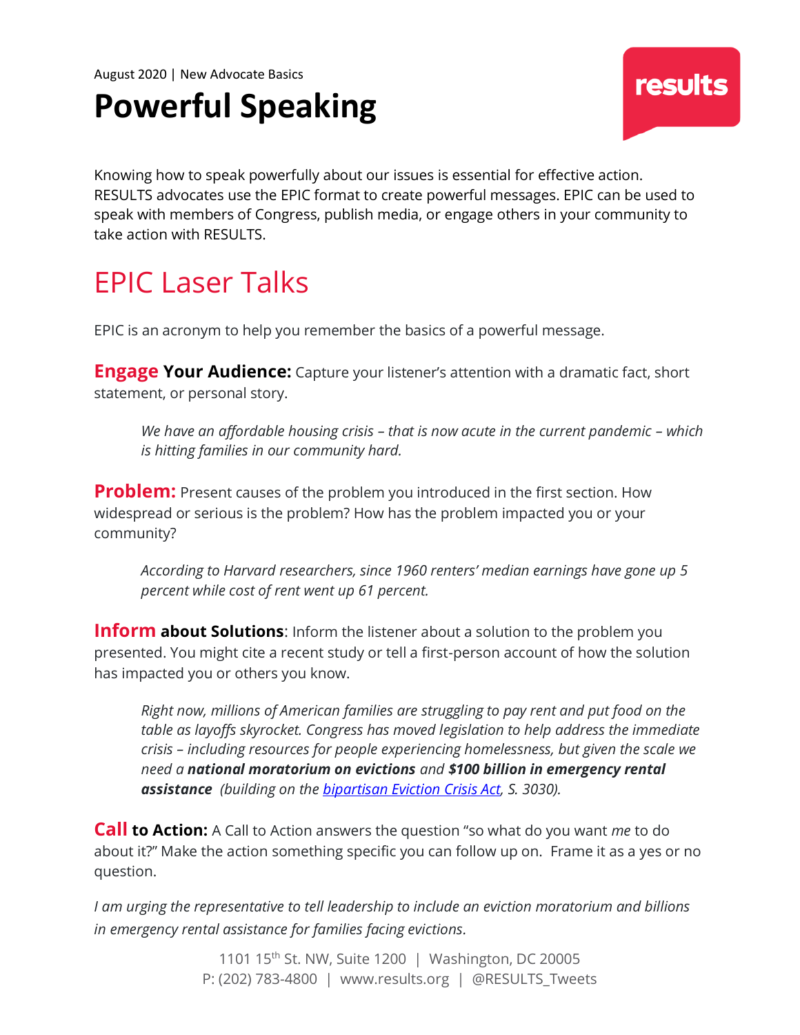August 2020 | New Advocate Basics

# Powerful Speaking

Knowing how to speak powerfully about our issues is essential for effective action. RESULTS advocates use the EPIC format to create powerful messages. EPIC can be used to speak with members of Congress, publish media, or engage others in your community to take action with RESULTS.

## EPIC Laser Talks

EPIC is an acronym to help you remember the basics of a powerful message.

**Engage Your Audience:** Capture your listener's attention with a dramatic fact, short statement, or personal story.

> *We have an affordable housing crisis – that is now acute in the current pandemic – which is hitting families in our community hard.*

**Problem:** Present causes of the problem you introduced in the first section. How widespread or serious is the problem? How has the problem impacted you or your community?

> *According to Harvard researchers, since 1960 renters' median earnings have gone up 5 percent while cost of rent went up 61 percent.*

**Inform about Solutions**: Inform the listener about a solution to the problem you presented. You might cite a recent study or tell a first-person account of how the solution has impacted you or others you know.

> *Right now, millions of American families are struggling to pay rent and put food on the table as layoffs skyrocket. Congress has moved legislation to help address the immediate crisis – including resources for people experiencing homelessness, but given the scale we need a* ***national moratorium on evictions*** *and* ***$100 billion in emergency rental assistance*** *(building on the bipartisan Eviction Crisis Act, S. 3030).*

**Call to Action:** A Call to Action answers the question "so what do you want *me* to do about it?" Make the action something specific you can follow up on. Frame it as a yes or no question.

*I am urging the representative to tell leadership to include an eviction moratorium and billions in emergency rental assistance for families facing evictions.*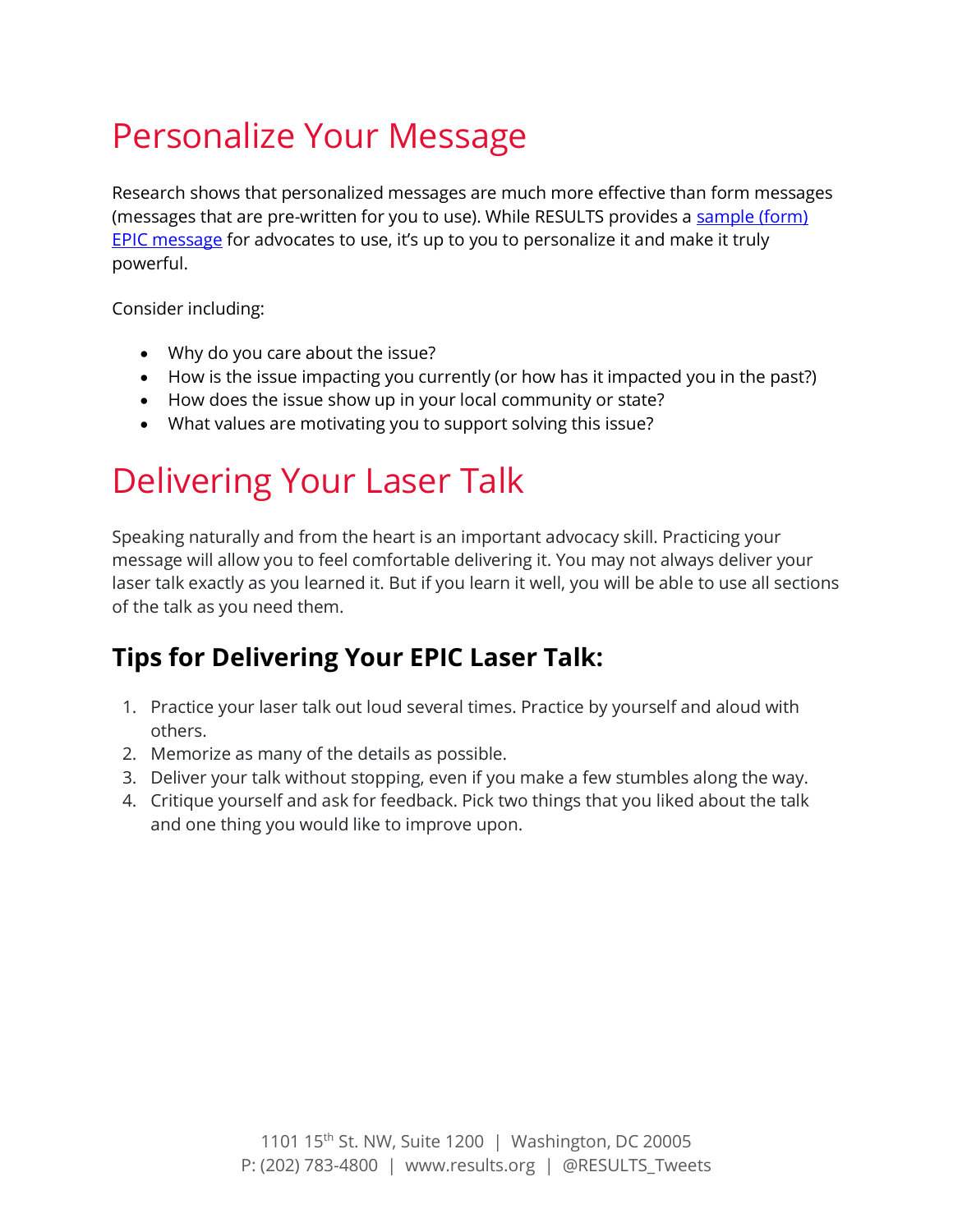# Personalize Your Message

Research shows that personalized messages are much more effective than form messages (messages that are pre-written for you to use). While RESULTS provides a sample (form) EPIC message for advocates to use, it's up to you to personalize it and make it truly powerful.

Consider including:

- Why do you care about the issue?
- How is the issue impacting you currently (or how has it impacted you in the past?)
- How does the issue show up in your local community or state?
- What values are motivating you to support solving this issue?

# Delivering Your Laser Talk

Speaking naturally and from the heart is an important advocacy skill. Practicing your message will allow you to feel comfortable delivering it. You may not always deliver your laser talk exactly as you learned it. But if you learn it well, you will be able to use all sections of the talk as you need them.

## Tips for Delivering Your EPIC Laser Talk:

1. Practice your laser talk out loud several times. Practice by yourself and aloud with others.
2. Memorize as many of the details as possible.
3. Deliver your talk without stopping, even if you make a few stumbles along the way.
4. Critique yourself and ask for feedback. Pick two things that you liked about the talk and one thing you would like to improve upon.